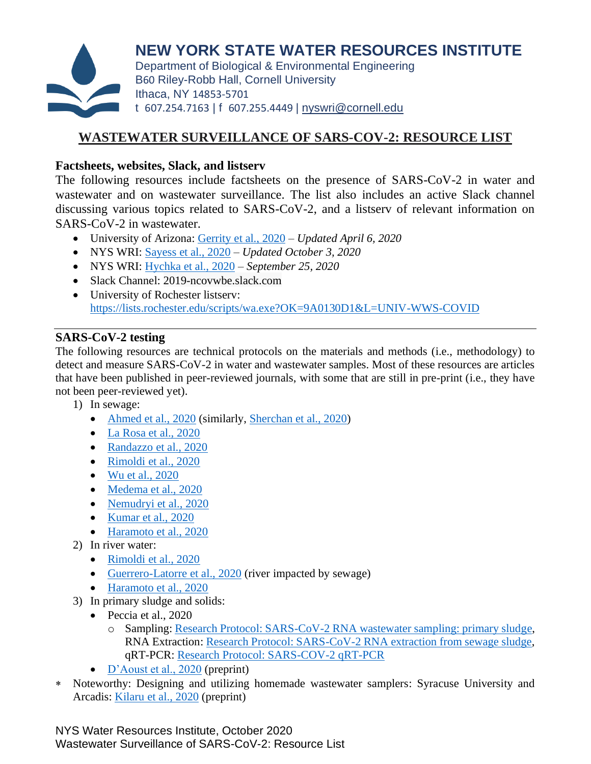# NEW YORK STATE WATER RESOURCES INSTITUTE

Department of Biological & Environmental Engineering
B60 Riley-Robb Hall, Cornell University
Ithaca, NY 14853-5701
t 607.254.7163 | f 607.255.4449 | nyswri@cornell.edu

## WASTEWATER SURVEILLANCE OF SARS-COV-2: RESOURCE LIST

### Factsheets, websites, Slack, and listserv

The following resources include factsheets on the presence of SARS-CoV-2 in water and wastewater and on wastewater surveillance. The list also includes an active Slack channel discussing various topics related to SARS-CoV-2, and a listserv of relevant information on SARS-CoV-2 in wastewater.

- University of Arizona: Gerrity et al., 2020 – *Updated April 6, 2020*
- NYS WRI: Sayess et al., 2020 – *Updated October 3, 2020*
- NYS WRI: Hychka et al., 2020 – *September 25, 2020*
- Slack Channel: 2019-ncovwbe.slack.com
- University of Rochester listserv: https://lists.rochester.edu/scripts/wa.exe?OK=9A0130D1&L=UNIV-WWS-COVID

---

### SARS-CoV-2 testing

The following resources are technical protocols on the materials and methods (i.e., methodology) to detect and measure SARS-CoV-2 in water and wastewater samples. Most of these resources are articles that have been published in peer-reviewed journals, with some that are still in pre-print (i.e., they have not been peer-reviewed yet).

1) In sewage:
   - Ahmed et al., 2020 (similarly, Sherchan et al., 2020)
   - La Rosa et al., 2020
   - Randazzo et al., 2020
   - Rimoldi et al., 2020
   - Wu et al., 2020
   - Medema et al., 2020
   - Nemudryi et al., 2020
   - Kumar et al., 2020
   - Haramoto et al., 2020
2) In river water:
   - Rimoldi et al., 2020
   - Guerrero-Latorre et al., 2020 (river impacted by sewage)
   - Haramoto et al., 2020
3) In primary sludge and solids:
   - Peccia et al., 2020
     - Sampling: Research Protocol: SARS-CoV-2 RNA wastewater sampling: primary sludge, RNA Extraction: Research Protocol: SARS-CoV-2 RNA extraction from sewage sludge, qRT-PCR: Research Protocol: SARS-COV-2 qRT-PCR
   - D'Aoust et al., 2020 (preprint)

* Noteworthy: Designing and utilizing homemade wastewater samplers: Syracuse University and Arcadis: Kilaru et al., 2020 (preprint)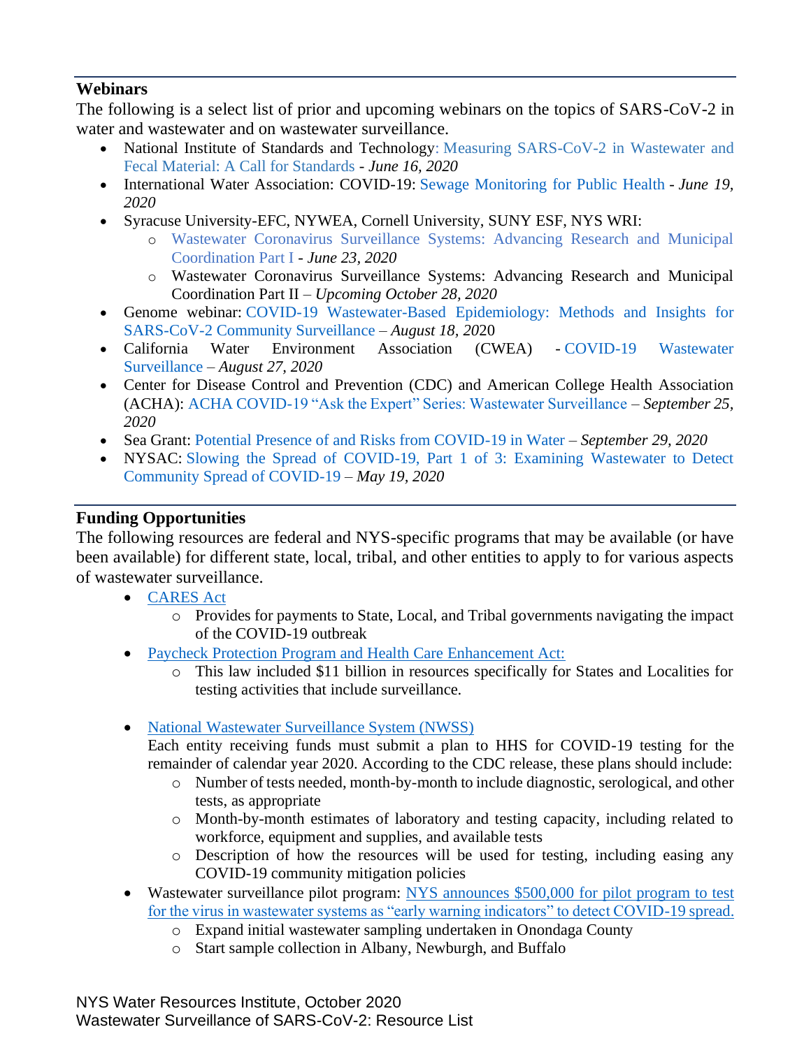## Webinars

The following is a select list of prior and upcoming webinars on the topics of SARS-CoV-2 in water and wastewater and on wastewater surveillance.

- National Institute of Standards and Technology: Measuring SARS-CoV-2 in Wastewater and Fecal Material: A Call for Standards - *June 16, 2020*
- International Water Association: COVID-19: Sewage Monitoring for Public Health - *June 19, 2020*
- Syracuse University-EFC, NYWEA, Cornell University, SUNY ESF, NYS WRI:
  - Wastewater Coronavirus Surveillance Systems: Advancing Research and Municipal Coordination Part I - *June 23, 2020*
  - Wastewater Coronavirus Surveillance Systems: Advancing Research and Municipal Coordination Part II – *Upcoming October 28, 2020*
- Genome webinar: COVID-19 Wastewater-Based Epidemiology: Methods and Insights for SARS-CoV-2 Community Surveillance – *August 18, 2020*
- California Water Environment Association (CWEA) - COVID-19 Wastewater Surveillance – *August 27, 2020*
- Center for Disease Control and Prevention (CDC) and American College Health Association (ACHA): ACHA COVID-19 "Ask the Expert" Series: Wastewater Surveillance – *September 25, 2020*
- Sea Grant: Potential Presence of and Risks from COVID-19 in Water – *September 29, 2020*
- NYSAC: Slowing the Spread of COVID-19, Part 1 of 3: Examining Wastewater to Detect Community Spread of COVID-19 – *May 19, 2020*

## Funding Opportunities

The following resources are federal and NYS-specific programs that may be available (or have been available) for different state, local, tribal, and other entities to apply to for various aspects of wastewater surveillance.

- CARES Act
  - Provides for payments to State, Local, and Tribal governments navigating the impact of the COVID-19 outbreak
- Paycheck Protection Program and Health Care Enhancement Act:
  - This law included $11 billion in resources specifically for States and Localities for testing activities that include surveillance.
- National Wastewater Surveillance System (NWSS)

  Each entity receiving funds must submit a plan to HHS for COVID-19 testing for the remainder of calendar year 2020. According to the CDC release, these plans should include:
  - Number of tests needed, month-by-month to include diagnostic, serological, and other tests, as appropriate
  - Month-by-month estimates of laboratory and testing capacity, including related to workforce, equipment and supplies, and available tests
  - Description of how the resources will be used for testing, including easing any COVID-19 community mitigation policies
- Wastewater surveillance pilot program: NYS announces $500,000 for pilot program to test for the virus in wastewater systems as "early warning indicators" to detect COVID-19 spread.
  - Expand initial wastewater sampling undertaken in Onondaga County
  - Start sample collection in Albany, Newburgh, and Buffalo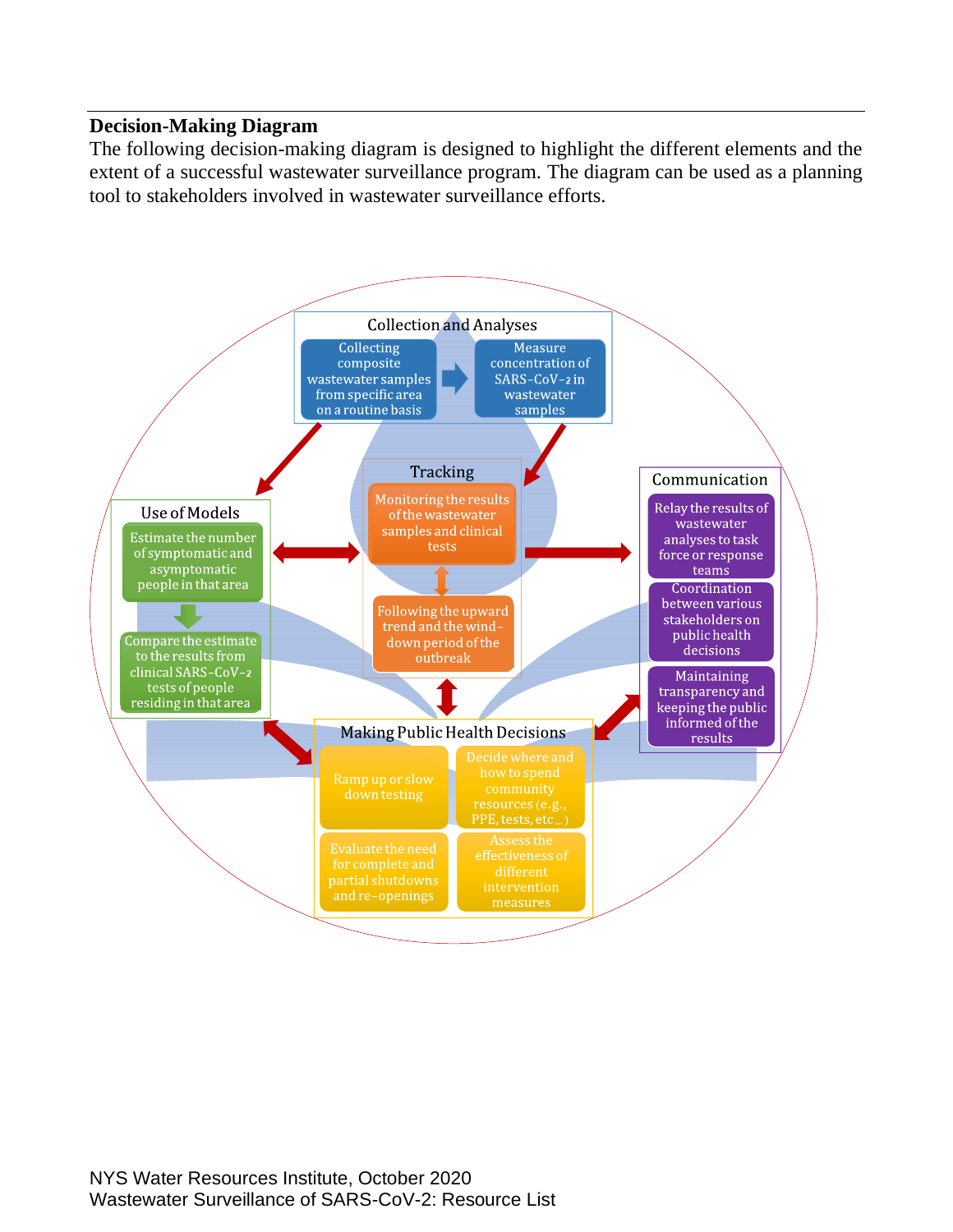**Decision-Making Diagram**

The following decision-making diagram is designed to highlight the different elements and the extent of a successful wastewater surveillance program. The diagram can be used as a planning tool to stakeholders involved in wastewater surveillance efforts.

**Collection and Analyses**

- Collecting composite wastewater samples from specific area on a routine basis
- Measure concentration of SARS-CoV-2 in wastewater samples

**Tracking**

- Monitoring the results of the wastewater samples and clinical tests
- Following the upward trend and the wind-down period of the outbreak

**Use of Models**

- Estimate the number of symptomatic and asymptomatic people in that area
- Compare the estimate to the results from clinical SARS-CoV-2 tests of people residing in that area

**Communication**

- Relay the results of wastewater analyses to task force or response teams
- Coordination between various stakeholders on public health decisions
- Maintaining transparency and keeping the public informed of the results

**Making Public Health Decisions**

- Ramp up or slow down testing
- Decide where and how to spend community resources (e.g., PPE, tests, etc…)
- Evaluate the need for complete and partial shutdowns and re-openings
- Assess the effectiveness of different intervention measures

NYS Water Resources Institute, October 2020
Wastewater Surveillance of SARS-CoV-2: Resource List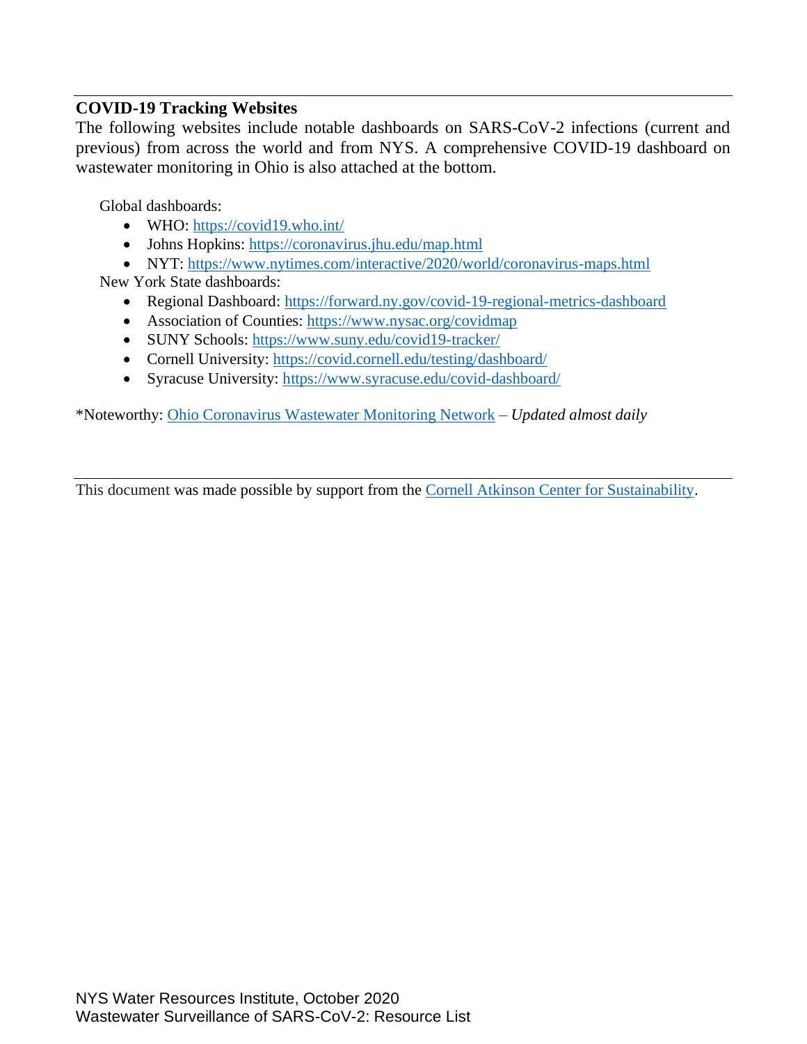## COVID-19 Tracking Websites

The following websites include notable dashboards on SARS-CoV-2 infections (current and previous) from across the world and from NYS. A comprehensive COVID-19 dashboard on wastewater monitoring in Ohio is also attached at the bottom.

Global dashboards:

- WHO: https://covid19.who.int/
- Johns Hopkins: https://coronavirus.jhu.edu/map.html
- NYT: https://www.nytimes.com/interactive/2020/world/coronavirus-maps.html

New York State dashboards:

- Regional Dashboard: https://forward.ny.gov/covid-19-regional-metrics-dashboard
- Association of Counties: https://www.nysac.org/covidmap
- SUNY Schools: https://www.suny.edu/covid19-tracker/
- Cornell University: https://covid.cornell.edu/testing/dashboard/
- Syracuse University: https://www.syracuse.edu/covid-dashboard/

*Noteworthy: Ohio Coronavirus Wastewater Monitoring Network – *Updated almost daily*

---

This document was made possible by support from the Cornell Atkinson Center for Sustainability.